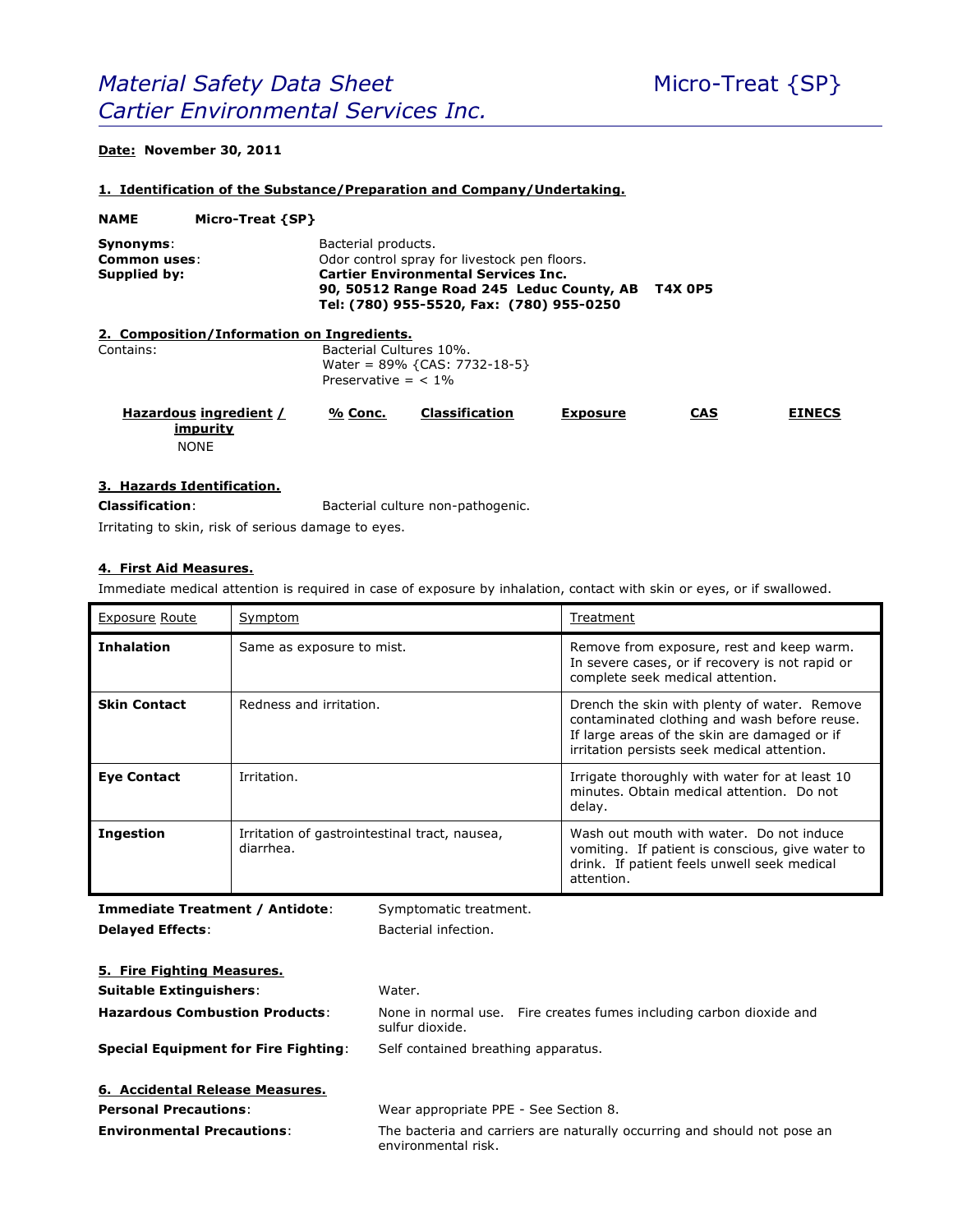# *Material Safety Data Sheet* *Cartier Environmental Services Inc.*

Micro-Treat {SP}

**Date: November 30, 2011**

## 1. Identification of the Substance/Preparation and Company/Undertaking.

**NAME** **Micro-Treat {SP}**

**Synonyms**: Bacterial products.
**Common uses**: Odor control spray for livestock pen floors.
**Supplied by**: **Cartier Environmental Services Inc.**
**90, 50512 Range Road 245 Leduc County, AB T4X 0P5**
**Tel: (780) 955-5520, Fax: (780) 955-0250**

## 2. Composition/Information on Ingredients.

Contains:
Bacterial Cultures 10%.
Water = 89% {CAS: 7732-18-5}
Preservative = < 1%

| Hazardous ingredient / impurity | % Conc. | Classification | Exposure | CAS | EINECS |
|---|---|---|---|---|---|
| NONE | | | | | |

## 3. Hazards Identification.

**Classification**: Bacterial culture non-pathogenic.

Irritating to skin, risk of serious damage to eyes.

## 4. First Aid Measures.

Immediate medical attention is required in case of exposure by inhalation, contact with skin or eyes, or if swallowed.

| Exposure Route | Symptom | Treatment |
|---|---|---|
| **Inhalation** | Same as exposure to mist. | Remove from exposure, rest and keep warm. In severe cases, or if recovery is not rapid or complete seek medical attention. |
| **Skin Contact** | Redness and irritation. | Drench the skin with plenty of water. Remove contaminated clothing and wash before reuse. If large areas of the skin are damaged or if irritation persists seek medical attention. |
| **Eye Contact** | Irritation. | Irrigate thoroughly with water for at least 10 minutes. Obtain medical attention. Do not delay. |
| **Ingestion** | Irritation of gastrointestinal tract, nausea, diarrhea. | Wash out mouth with water. Do not induce vomiting. If patient is conscious, give water to drink. If patient feels unwell seek medical attention. |

**Immediate Treatment / Antidote**: Symptomatic treatment.
**Delayed Effects**: Bacterial infection.

## 5. Fire Fighting Measures.

**Suitable Extinguishers**: Water.
**Hazardous Combustion Products**: None in normal use. Fire creates fumes including carbon dioxide and sulfur dioxide.
**Special Equipment for Fire Fighting**: Self contained breathing apparatus.

## 6. Accidental Release Measures.

**Personal Precautions**: Wear appropriate PPE - See Section 8.
**Environmental Precautions**: The bacteria and carriers are naturally occurring and should not pose an environmental risk.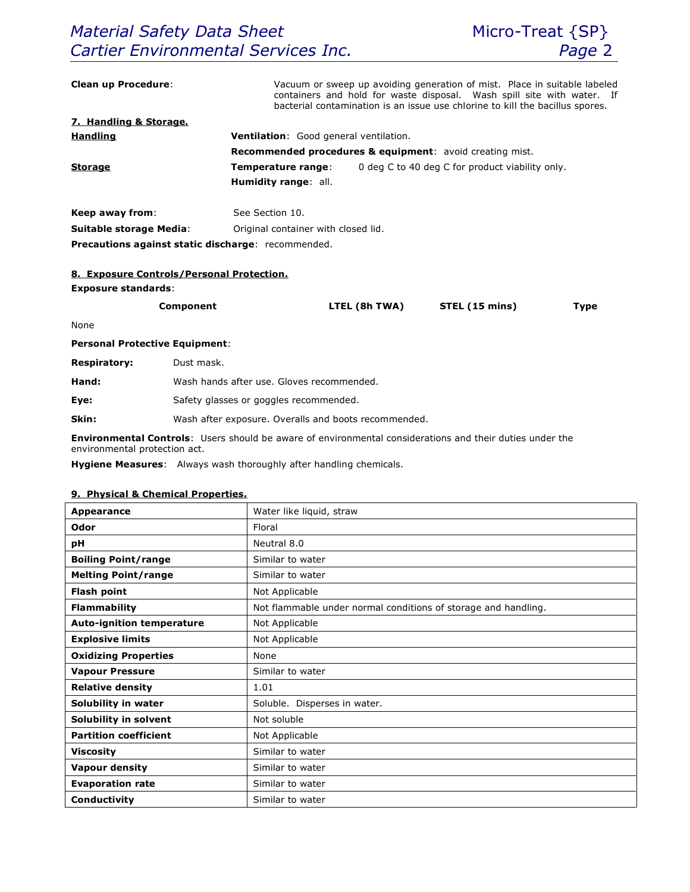**Clean up Procedure**: Vacuum or sweep up avoiding generation of mist. Place in suitable labeled containers and hold for waste disposal. Wash spill site with water. If bacterial contamination is an issue use chlorine to kill the bacillus spores.

## 7. Handling & Storage.

**Handling**

**Ventilation**: Good general ventilation.

**Recommended procedures & equipment**: avoid creating mist.

**Storage**

**Temperature range**: 0 deg C to 40 deg C for product viability only.

**Humidity range**: all.

**Keep away from**: See Section 10.

**Suitable storage Media**: Original container with closed lid.

**Precautions against static discharge**: recommended.

## 8. Exposure Controls/Personal Protection.

**Exposure standards**:

| Component | LTEL (8h TWA) | STEL (15 mins) | Type |
|---|---|---|---|
| None | | | |

**Personal Protective Equipment**:

**Respiratory:** Dust mask.

**Hand:** Wash hands after use. Gloves recommended.

**Eye:** Safety glasses or goggles recommended.

**Skin:** Wash after exposure. Overalls and boots recommended.

**Environmental Controls**: Users should be aware of environmental considerations and their duties under the environmental protection act.

**Hygiene Measures**: Always wash thoroughly after handling chemicals.

## 9. Physical & Chemical Properties.

| | |
|---|---|
| **Appearance** | Water like liquid, straw |
| **Odor** | Floral |
| **pH** | Neutral 8.0 |
| **Boiling Point/range** | Similar to water |
| **Melting Point/range** | Similar to water |
| **Flash point** | Not Applicable |
| **Flammability** | Not flammable under normal conditions of storage and handling. |
| **Auto-ignition temperature** | Not Applicable |
| **Explosive limits** | Not Applicable |
| **Oxidizing Properties** | None |
| **Vapour Pressure** | Similar to water |
| **Relative density** | 1.01 |
| **Solubility in water** | Soluble. Disperses in water. |
| **Solubility in solvent** | Not soluble |
| **Partition coefficient** | Not Applicable |
| **Viscosity** | Similar to water |
| **Vapour density** | Similar to water |
| **Evaporation rate** | Similar to water |
| **Conductivity** | Similar to water |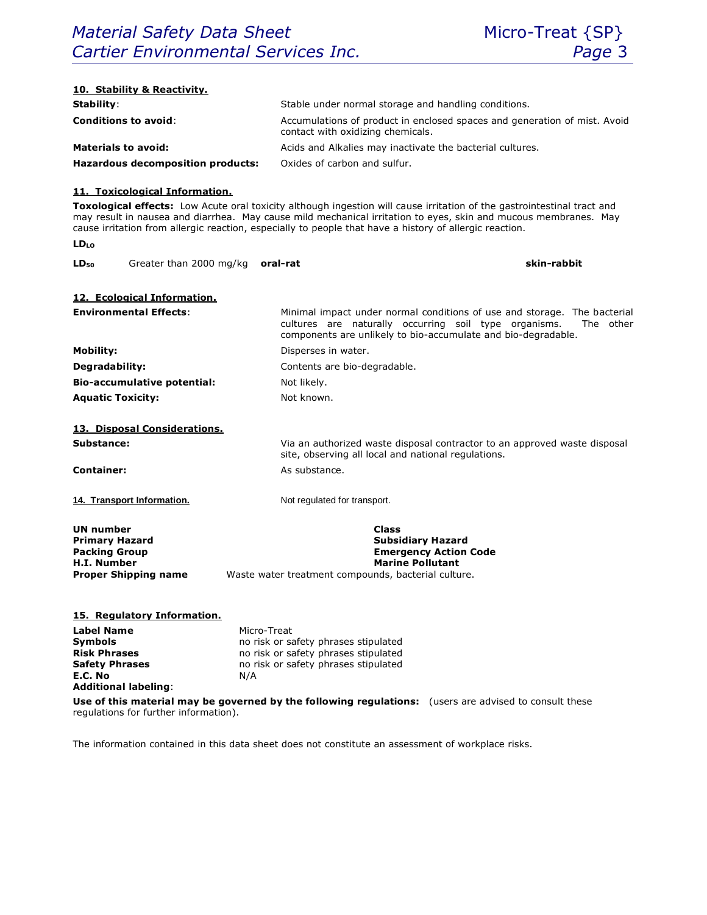## 10. Stability & Reactivity.

| | |
|---|---|
| **Stability**: | Stable under normal storage and handling conditions. |
| **Conditions to avoid**: | Accumulations of product in enclosed spaces and generation of mist. Avoid contact with oxidizing chemicals. |
| **Materials to avoid:** | Acids and Alkalies may inactivate the bacterial cultures. |
| **Hazardous decomposition products:** | Oxides of carbon and sulfur. |

## 11. Toxicological Information.

**Toxological effects:** Low Acute oral toxicity although ingestion will cause irritation of the gastrointestinal tract and may result in nausea and diarrhea. May cause mild mechanical irritation to eyes, skin and mucous membranes. May cause irritation from allergic reaction, especially to people that have a history of allergic reaction.

| | | | |
|---|---|---|---|
| **$LD_{LO}$** | | | |
| **$LD_{50}$** | Greater than 2000 mg/kg | **oral-rat** | **skin-rabbit** |

## 12. Ecological Information.

| | |
|---|---|
| **Environmental Effects**: | Minimal impact under normal conditions of use and storage. The bacterial cultures are naturally occurring soil type organisms. The other components are unlikely to bio-accumulate and bio-degradable. |
| **Mobility:** | Disperses in water. |
| **Degradability:** | Contents are bio-degradable. |
| **Bio-accumulative potential:** | Not likely. |
| **Aquatic Toxicity:** | Not known. |

## 13. Disposal Considerations.

| | |
|---|---|
| **Substance:** | Via an authorized waste disposal contractor to an approved waste disposal site, observing all local and national regulations. |
| **Container:** | As substance. |

## 14. Transport Information.

Not regulated for transport.

| | |
|---|---|
| **UN number** | **Class** |
| **Primary Hazard** | **Subsidiary Hazard** |
| **Packing Group** | **Emergency Action Code** |
| **H.I. Number** | **Marine Pollutant** |

**Proper Shipping name** Waste water treatment compounds, bacterial culture.

## 15. Regulatory Information.

| | |
|---|---|
| **Label Name** | Micro-Treat |
| **Symbols** | no risk or safety phrases stipulated |
| **Risk Phrases** | no risk or safety phrases stipulated |
| **Safety Phrases** | no risk or safety phrases stipulated |
| **E.C. No** | N/A |
| **Additional labeling**: | |

**Use of this material may be governed by the following regulations:** (users are advised to consult these regulations for further information).

The information contained in this data sheet does not constitute an assessment of workplace risks.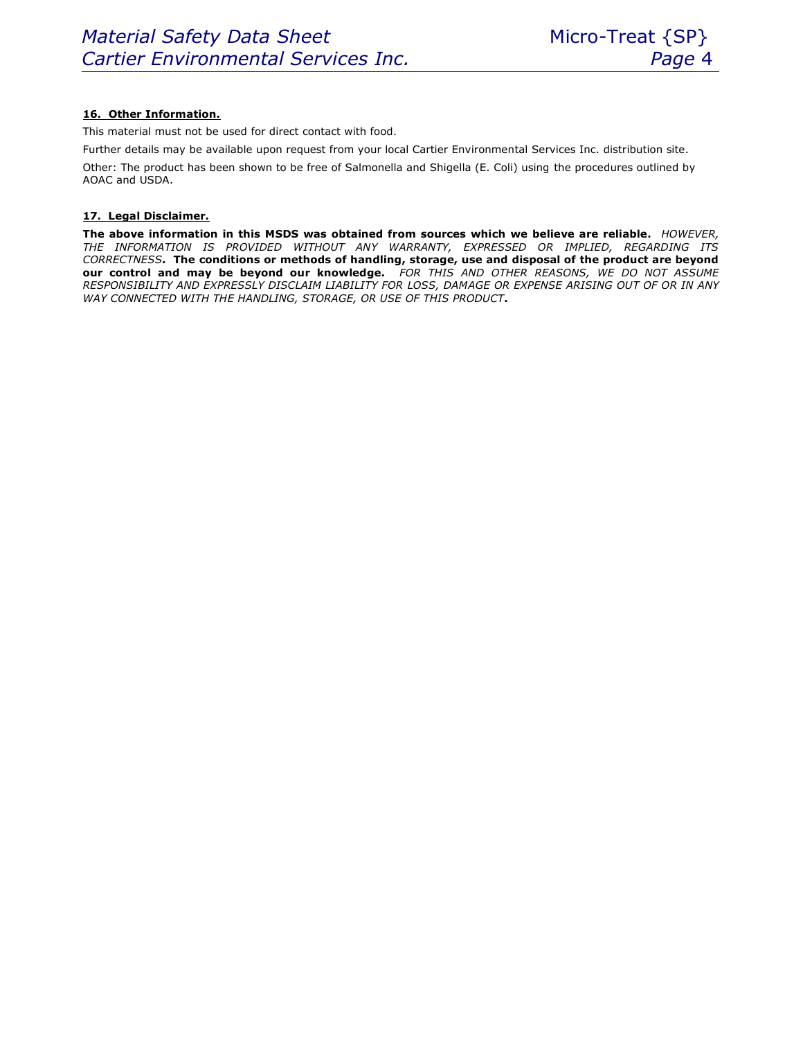## 16. Other Information.

This material must not be used for direct contact with food.

Further details may be available upon request from your local Cartier Environmental Services Inc. distribution site.

Other: The product has been shown to be free of Salmonella and Shigella (E. Coli) using the procedures outlined by AOAC and USDA.

## 17. Legal Disclaimer.

**The above information in this MSDS was obtained from sources which we believe are reliable.** *HOWEVER, THE INFORMATION IS PROVIDED WITHOUT ANY WARRANTY, EXPRESSED OR IMPLIED, REGARDING ITS CORRECTNESS***. The conditions or methods of handling, storage, use and disposal of the product are beyond our control and may be beyond our knowledge.** *FOR THIS AND OTHER REASONS, WE DO NOT ASSUME RESPONSIBILITY AND EXPRESSLY DISCLAIM LIABILITY FOR LOSS, DAMAGE OR EXPENSE ARISING OUT OF OR IN ANY WAY CONNECTED WITH THE HANDLING, STORAGE, OR USE OF THIS PRODUCT***.**